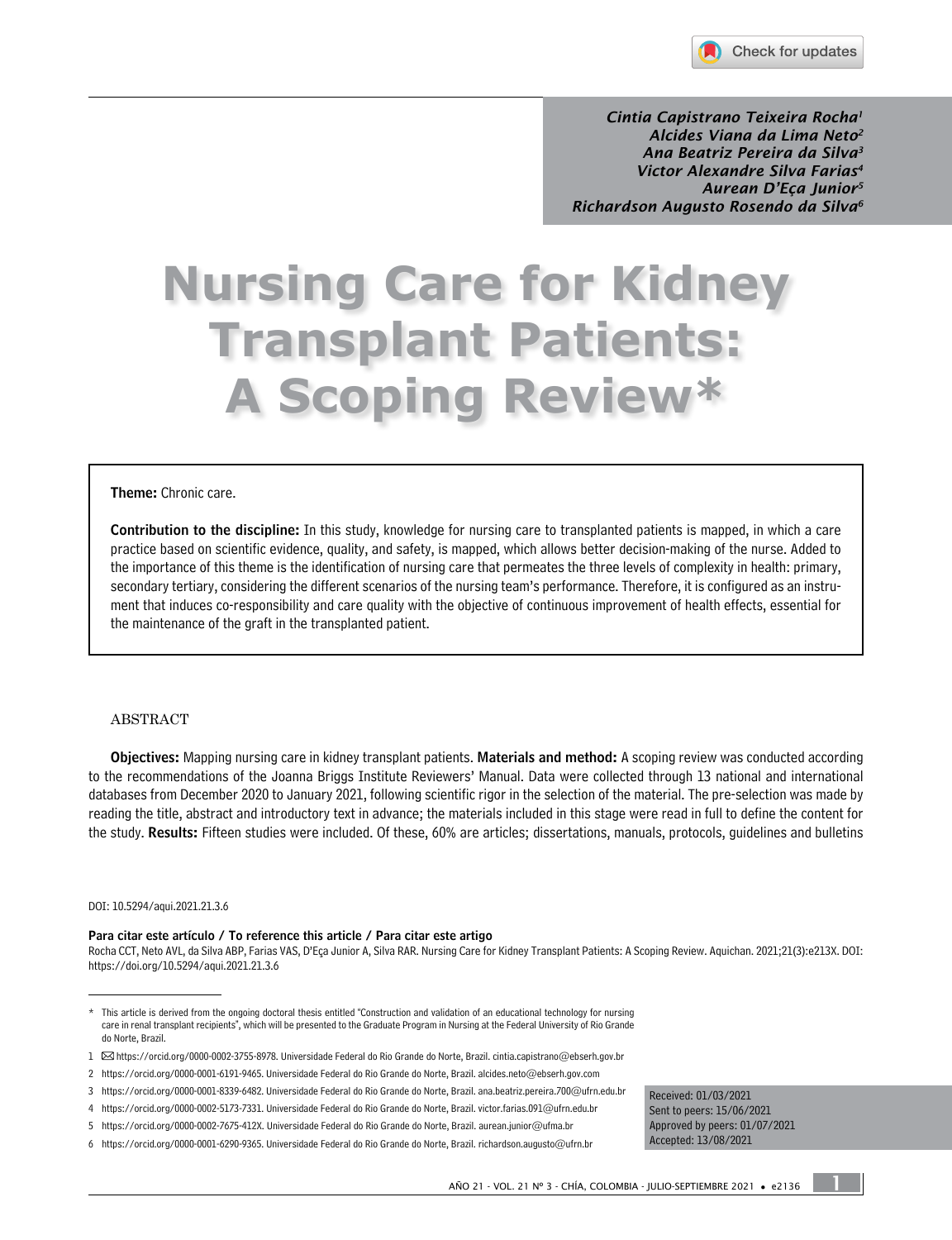Cintia Capistrano Teixeira Rocha[1]
Alcides Viana da Lima Neto[2]
Ana Beatriz Pereira da Silva[3]
Victor Alexandre Silva Farias[4]
Aurean D'Eça Junior[5]
Richardson Augusto Rosendo da Silva[6]

# Nursing Care for Kidney Transplant Patients: A Scoping Review*

**Theme:** Chronic care.

**Contribution to the discipline:** In this study, knowledge for nursing care to transplanted patients is mapped, in which a care practice based on scientific evidence, quality, and safety, is mapped, which allows better decision-making of the nurse. Added to the importance of this theme is the identification of nursing care that permeates the three levels of complexity in health: primary, secondary tertiary, considering the different scenarios of the nursing team's performance. Therefore, it is configured as an instrument that induces co-responsibility and care quality with the objective of continuous improvement of health effects, essential for the maintenance of the graft in the transplanted patient.

## ABSTRACT

**Objectives:** Mapping nursing care in kidney transplant patients. **Materials and method:** A scoping review was conducted according to the recommendations of the Joanna Briggs Institute Reviewers' Manual. Data were collected through 13 national and international databases from December 2020 to January 2021, following scientific rigor in the selection of the material. The pre-selection was made by reading the title, abstract and introductory text in advance; the materials included in this stage were read in full to define the content for the study. **Results:** Fifteen studies were included. Of these, 60% are articles; dissertations, manuals, protocols, guidelines and bulletins

DOI: 10.5294/aqui.2021.21.3.6

**Para citar este artículo / To reference this article / Para citar este artigo**
Rocha CCT, Neto AVL, da Silva ABP, Farias VAS, D'Eça Junior A, Silva RAR. Nursing Care for Kidney Transplant Patients: A Scoping Review. Aquichan. 2021;21(3):e213X. DOI: https://doi.org/10.5294/aqui.2021.21.3.6

\* This article is derived from the ongoing doctoral thesis entitled "Construction and validation of an educational technology for nursing care in renal transplant recipients", which will be presented to the Graduate Program in Nursing at the Federal University of Rio Grande do Norte, Brazil.

1 ✉ https://orcid.org/0000-0002-3755-8978. Universidade Federal do Rio Grande do Norte, Brazil. cintia.capistrano@ebserh.gov.br

2 https://orcid.org/0000-0001-6191-9465. Universidade Federal do Rio Grande do Norte, Brazil. alcides.neto@ebserh.gov.com

3 https://orcid.org/0000-0001-8339-6482. Universidade Federal do Rio Grande do Norte, Brazil. ana.beatriz.pereira.700@ufrn.edu.br

4 https://orcid.org/0000-0002-5173-7331. Universidade Federal do Rio Grande do Norte, Brazil. victor.farias.091@ufrn.edu.br

5 https://orcid.org/0000-0002-7675-412X. Universidade Federal do Rio Grande do Norte, Brazil. aurean.junior@ufma.br

6 https://orcid.org/0000-0001-6290-9365. Universidade Federal do Rio Grande do Norte, Brazil. richardson.augusto@ufrn.br

Received: 01/03/2021
Sent to peers: 15/06/2021
Approved by peers: 01/07/2021
Accepted: 13/08/2021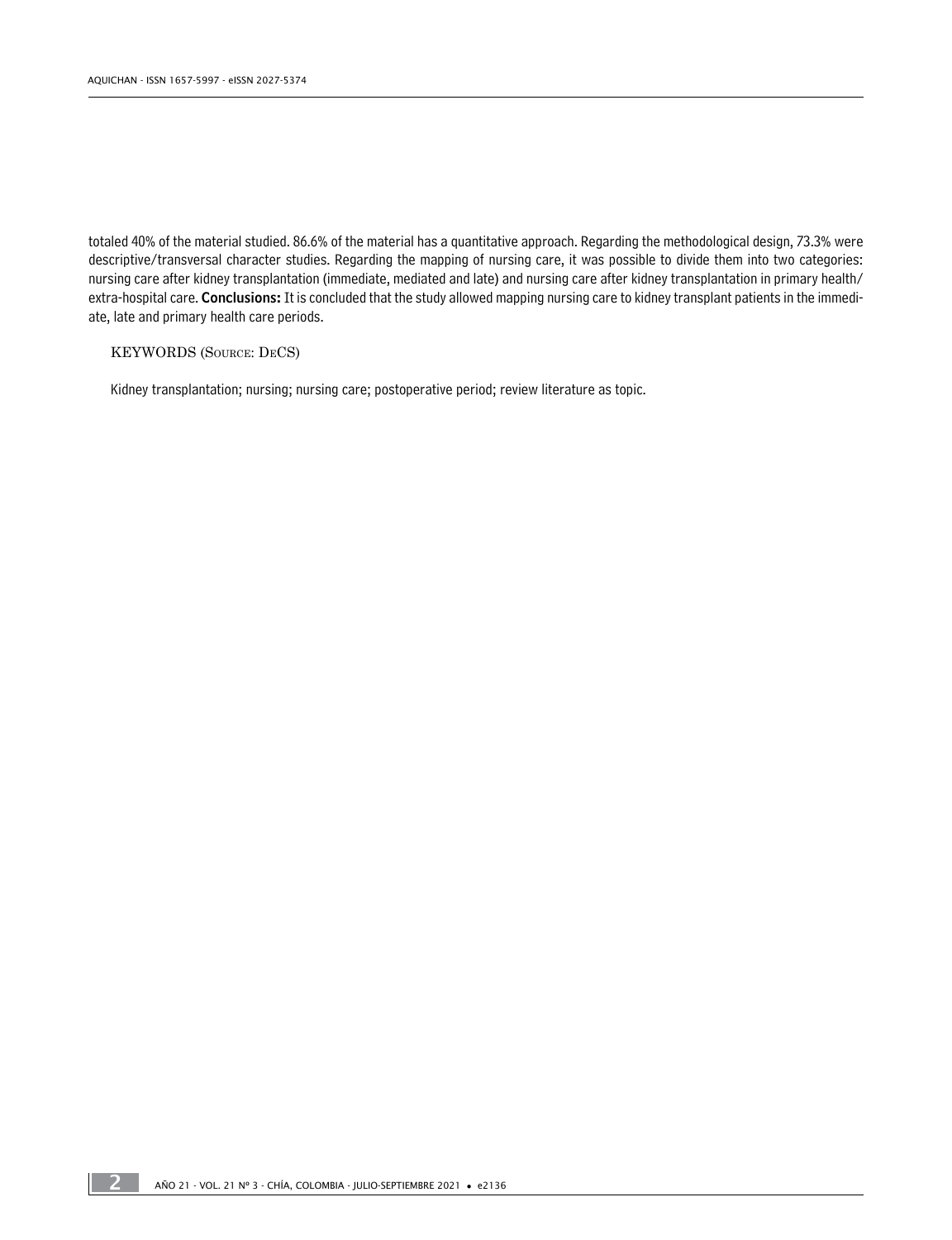totaled 40% of the material studied. 86.6% of the material has a quantitative approach. Regarding the methodological design, 73.3% were descriptive/transversal character studies. Regarding the mapping of nursing care, it was possible to divide them into two categories: nursing care after kidney transplantation (immediate, mediated and late) and nursing care after kidney transplantation in primary health/extra-hospital care. **Conclusions:** It is concluded that the study allowed mapping nursing care to kidney transplant patients in the immediate, late and primary health care periods.

KEYWORDS (Source: DeCS)

Kidney transplantation; nursing; nursing care; postoperative period; review literature as topic.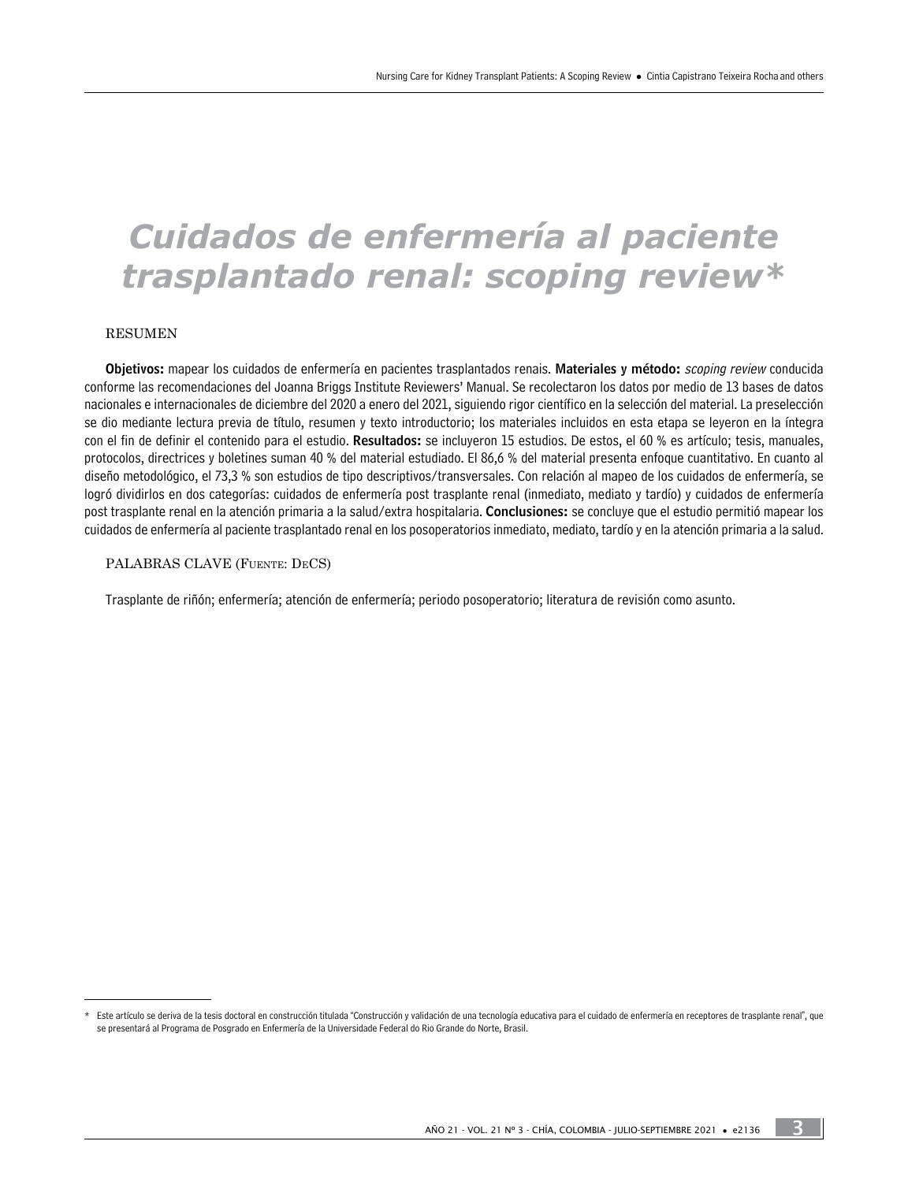# Cuidados de enfermería al paciente trasplantado renal: scoping review*

RESUMEN

**Objetivos:** mapear los cuidados de enfermería en pacientes trasplantados renais. **Materiales y método:** *scoping review* conducida conforme las recomendaciones del Joanna Briggs Institute Reviewers' Manual. Se recolectaron los datos por medio de 13 bases de datos nacionales e internacionales de diciembre del 2020 a enero del 2021, siguiendo rigor científico en la selección del material. La preselección se dio mediante lectura previa de título, resumen y texto introductorio; los materiales incluidos en esta etapa se leyeron en la íntegra con el fin de definir el contenido para el estudio. **Resultados:** se incluyeron 15 estudios. De estos, el 60 % es artículo; tesis, manuales, protocolos, directrices y boletines suman 40 % del material estudiado. El 86,6 % del material presenta enfoque cuantitativo. En cuanto al diseño metodológico, el 73,3 % son estudios de tipo descriptivos/transversales. Con relación al mapeo de los cuidados de enfermería, se logró dividirlos en dos categorías: cuidados de enfermería post trasplante renal (inmediato, mediato y tardío) y cuidados de enfermería post trasplante renal en la atención primaria a la salud/extra hospitalaria. **Conclusiones:** se concluye que el estudio permitió mapear los cuidados de enfermería al paciente trasplantado renal en los posoperatorios inmediato, mediato, tardío y en la atención primaria a la salud.

PALABRAS CLAVE (Fuente: DeCS)

Trasplante de riñón; enfermería; atención de enfermería; periodo posoperatorio; literatura de revisión como asunto.

---

\* Este artículo se deriva de la tesis doctoral en construcción titulada "Construcción y validación de una tecnología educativa para el cuidado de enfermería en receptores de trasplante renal", que se presentará al Programa de Posgrado en Enfermería de la Universidade Federal do Rio Grande do Norte, Brasil.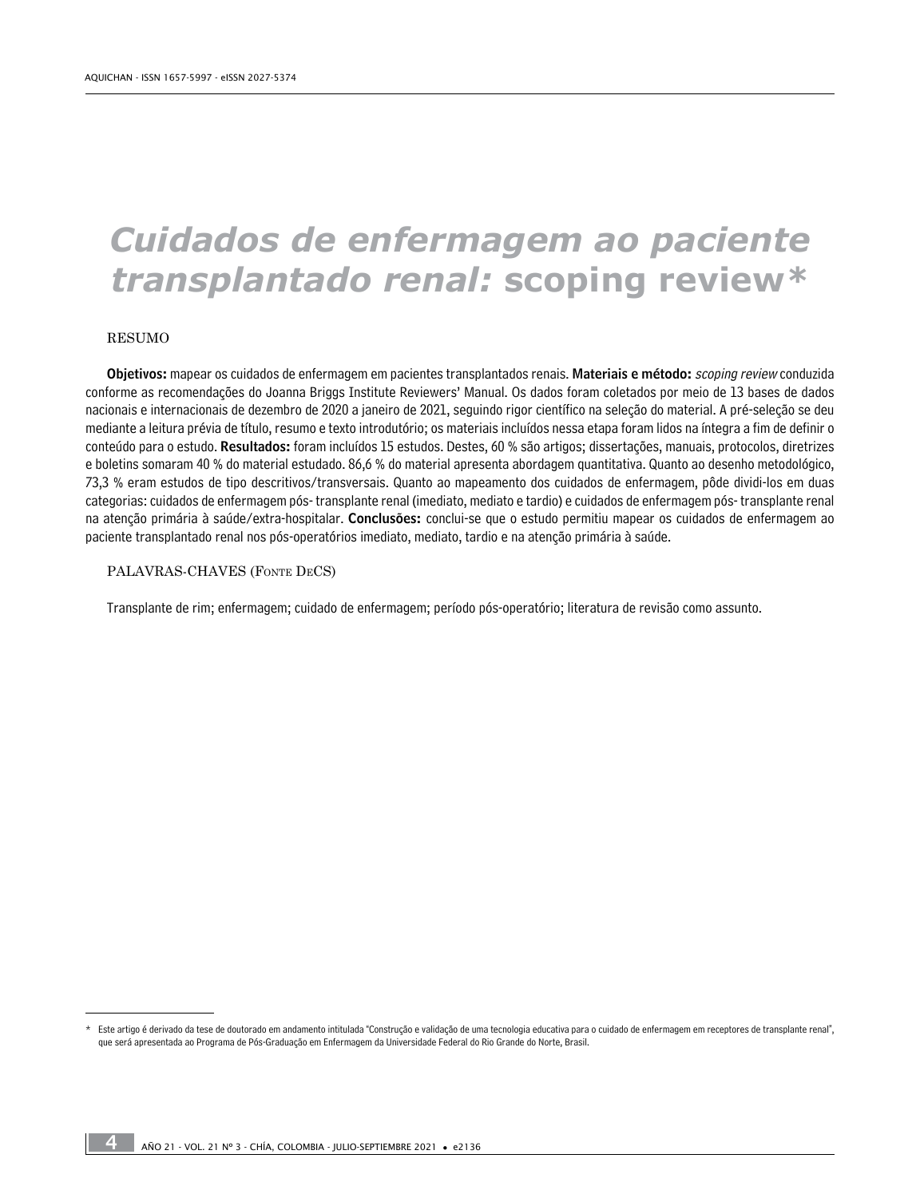# *Cuidados de enfermagem ao paciente transplantado renal:* scoping review*

RESUMO

**Objetivos:** mapear os cuidados de enfermagem em pacientes transplantados renais. **Materiais e método:** *scoping review* conduzida conforme as recomendações do Joanna Briggs Institute Reviewers' Manual. Os dados foram coletados por meio de 13 bases de dados nacionais e internacionais de dezembro de 2020 a janeiro de 2021, seguindo rigor científico na seleção do material. A pré-seleção se deu mediante a leitura prévia de título, resumo e texto introdutório; os materiais incluídos nessa etapa foram lidos na íntegra a fim de definir o conteúdo para o estudo. **Resultados:** foram incluídos 15 estudos. Destes, 60 % são artigos; dissertações, manuais, protocolos, diretrizes e boletins somaram 40 % do material estudado. 86,6 % do material apresenta abordagem quantitativa. Quanto ao desenho metodológico, 73,3 % eram estudos de tipo descritivos/transversais. Quanto ao mapeamento dos cuidados de enfermagem, pôde dividi-los em duas categorias: cuidados de enfermagem pós- transplante renal (imediato, mediato e tardio) e cuidados de enfermagem pós- transplante renal na atenção primária à saúde/extra-hospitalar. **Conclusões:** conclui-se que o estudo permitiu mapear os cuidados de enfermagem ao paciente transplantado renal nos pós-operatórios imediato, mediato, tardio e na atenção primária à saúde.

PALAVRAS-CHAVES (Fonte DeCS)

Transplante de rim; enfermagem; cuidado de enfermagem; período pós-operatório; literatura de revisão como assunto.

---

* Este artigo é derivado da tese de doutorado em andamento intitulada "Construção e validação de uma tecnologia educativa para o cuidado de enfermagem em receptores de transplante renal", que será apresentada ao Programa de Pós-Graduação em Enfermagem da Universidade Federal do Rio Grande do Norte, Brasil.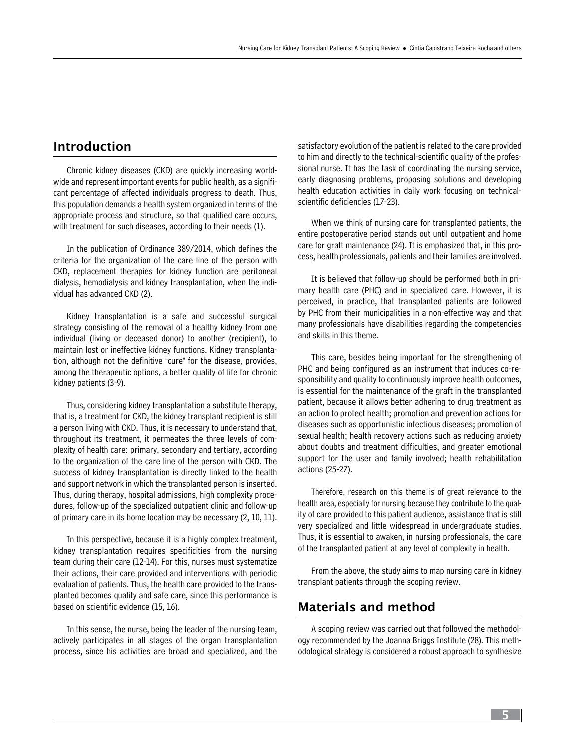## Introduction

Chronic kidney diseases (CKD) are quickly increasing worldwide and represent important events for public health, as a significant percentage of affected individuals progress to death. Thus, this population demands a health system organized in terms of the appropriate process and structure, so that qualified care occurs, with treatment for such diseases, according to their needs (1).

In the publication of Ordinance 389/2014, which defines the criteria for the organization of the care line of the person with CKD, replacement therapies for kidney function are peritoneal dialysis, hemodialysis and kidney transplantation, when the individual has advanced CKD (2).

Kidney transplantation is a safe and successful surgical strategy consisting of the removal of a healthy kidney from one individual (living or deceased donor) to another (recipient), to maintain lost or ineffective kidney functions. Kidney transplantation, although not the definitive "cure" for the disease, provides, among the therapeutic options, a better quality of life for chronic kidney patients (3-9).

Thus, considering kidney transplantation a substitute therapy, that is, a treatment for CKD, the kidney transplant recipient is still a person living with CKD. Thus, it is necessary to understand that, throughout its treatment, it permeates the three levels of complexity of health care: primary, secondary and tertiary, according to the organization of the care line of the person with CKD. The success of kidney transplantation is directly linked to the health and support network in which the transplanted person is inserted. Thus, during therapy, hospital admissions, high complexity procedures, follow-up of the specialized outpatient clinic and follow-up of primary care in its home location may be necessary (2, 10, 11).

In this perspective, because it is a highly complex treatment, kidney transplantation requires specificities from the nursing team during their care (12-14). For this, nurses must systematize their actions, their care provided and interventions with periodic evaluation of patients. Thus, the health care provided to the transplanted becomes quality and safe care, since this performance is based on scientific evidence (15, 16).

In this sense, the nurse, being the leader of the nursing team, actively participates in all stages of the organ transplantation process, since his activities are broad and specialized, and the satisfactory evolution of the patient is related to the care provided to him and directly to the technical-scientific quality of the professional nurse. It has the task of coordinating the nursing service, early diagnosing problems, proposing solutions and developing health education activities in daily work focusing on technical-scientific deficiencies (17-23).

When we think of nursing care for transplanted patients, the entire postoperative period stands out until outpatient and home care for graft maintenance (24). It is emphasized that, in this process, health professionals, patients and their families are involved.

It is believed that follow-up should be performed both in primary health care (PHC) and in specialized care. However, it is perceived, in practice, that transplanted patients are followed by PHC from their municipalities in a non-effective way and that many professionals have disabilities regarding the competencies and skills in this theme.

This care, besides being important for the strengthening of PHC and being configured as an instrument that induces co-responsibility and quality to continuously improve health outcomes, is essential for the maintenance of the graft in the transplanted patient, because it allows better adhering to drug treatment as an action to protect health; promotion and prevention actions for diseases such as opportunistic infectious diseases; promotion of sexual health; health recovery actions such as reducing anxiety about doubts and treatment difficulties, and greater emotional support for the user and family involved; health rehabilitation actions (25-27).

Therefore, research on this theme is of great relevance to the health area, especially for nursing because they contribute to the quality of care provided to this patient audience, assistance that is still very specialized and little widespread in undergraduate studies. Thus, it is essential to awaken, in nursing professionals, the care of the transplanted patient at any level of complexity in health.

From the above, the study aims to map nursing care in kidney transplant patients through the scoping review.

## Materials and method

A scoping review was carried out that followed the methodology recommended by the Joanna Briggs Institute (28). This methodological strategy is considered a robust approach to synthesize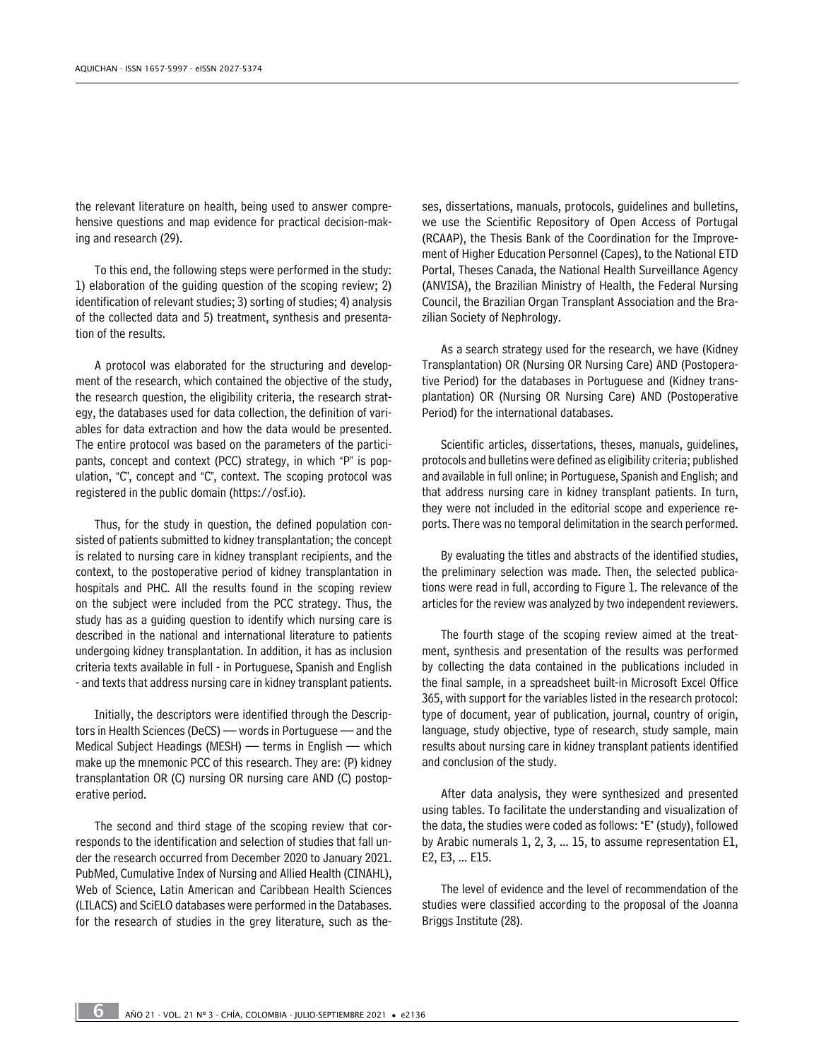the relevant literature on health, being used to answer comprehensive questions and map evidence for practical decision-making and research (29).

To this end, the following steps were performed in the study: 1) elaboration of the guiding question of the scoping review; 2) identification of relevant studies; 3) sorting of studies; 4) analysis of the collected data and 5) treatment, synthesis and presentation of the results.

A protocol was elaborated for the structuring and development of the research, which contained the objective of the study, the research question, the eligibility criteria, the research strategy, the databases used for data collection, the definition of variables for data extraction and how the data would be presented. The entire protocol was based on the parameters of the participants, concept and context (PCC) strategy, in which "P" is population, "C", concept and "C", context. The scoping protocol was registered in the public domain (https://osf.io).

Thus, for the study in question, the defined population consisted of patients submitted to kidney transplantation; the concept is related to nursing care in kidney transplant recipients, and the context, to the postoperative period of kidney transplantation in hospitals and PHC. All the results found in the scoping review on the subject were included from the PCC strategy. Thus, the study has as a guiding question to identify which nursing care is described in the national and international literature to patients undergoing kidney transplantation. In addition, it has as inclusion criteria texts available in full - in Portuguese, Spanish and English - and texts that address nursing care in kidney transplant patients.

Initially, the descriptors were identified through the Descriptors in Health Sciences (DeCS) — words in Portuguese — and the Medical Subject Headings (MESH) — terms in English — which make up the mnemonic PCC of this research. They are: (P) kidney transplantation OR (C) nursing OR nursing care AND (C) postoperative period.

The second and third stage of the scoping review that corresponds to the identification and selection of studies that fall under the research occurred from December 2020 to January 2021. PubMed, Cumulative Index of Nursing and Allied Health (CINAHL), Web of Science, Latin American and Caribbean Health Sciences (LILACS) and SciELO databases were performed in the Databases. for the research of studies in the grey literature, such as theses, dissertations, manuals, protocols, guidelines and bulletins, we use the Scientific Repository of Open Access of Portugal (RCAAP), the Thesis Bank of the Coordination for the Improvement of Higher Education Personnel (Capes), to the National ETD Portal, Theses Canada, the National Health Surveillance Agency (ANVISA), the Brazilian Ministry of Health, the Federal Nursing Council, the Brazilian Organ Transplant Association and the Brazilian Society of Nephrology.

As a search strategy used for the research, we have (Kidney Transplantation) OR (Nursing OR Nursing Care) AND (Postoperative Period) for the databases in Portuguese and (Kidney transplantation) OR (Nursing OR Nursing Care) AND (Postoperative Period) for the international databases.

Scientific articles, dissertations, theses, manuals, guidelines, protocols and bulletins were defined as eligibility criteria; published and available in full online; in Portuguese, Spanish and English; and that address nursing care in kidney transplant patients. In turn, they were not included in the editorial scope and experience reports. There was no temporal delimitation in the search performed.

By evaluating the titles and abstracts of the identified studies, the preliminary selection was made. Then, the selected publications were read in full, according to Figure 1. The relevance of the articles for the review was analyzed by two independent reviewers.

The fourth stage of the scoping review aimed at the treatment, synthesis and presentation of the results was performed by collecting the data contained in the publications included in the final sample, in a spreadsheet built-in Microsoft Excel Office 365, with support for the variables listed in the research protocol: type of document, year of publication, journal, country of origin, language, study objective, type of research, study sample, main results about nursing care in kidney transplant patients identified and conclusion of the study.

After data analysis, they were synthesized and presented using tables. To facilitate the understanding and visualization of the data, the studies were coded as follows: "E" (study), followed by Arabic numerals 1, 2, 3, ... 15, to assume representation E1, E2, E3, ... E15.

The level of evidence and the level of recommendation of the studies were classified according to the proposal of the Joanna Briggs Institute (28).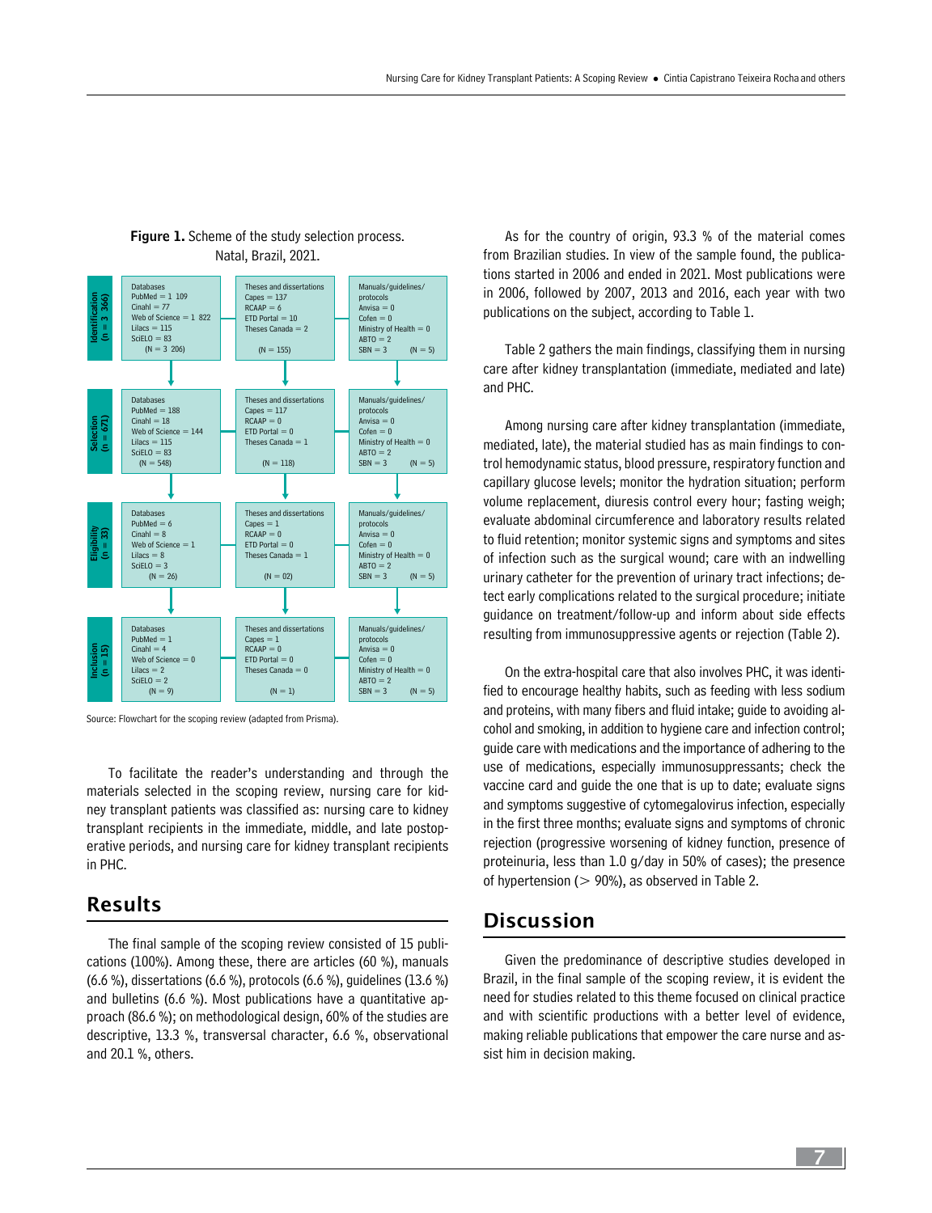**Figure 1.** Scheme of the study selection process. Natal, Brazil, 2021.

| Stage | Databases | Theses and dissertations | Manuals/guidelines/protocols |
|---|---|---|---|
| Identification (n = 3 366) | PubMed = 1 109<br>Cinahl = 77<br>Web of Science = 1 822<br>Lilacs = 115<br>SciELO = 83<br>(N = 3 206) | Capes = 137<br>RCAAP = 6<br>ETD Portal = 10<br>Theses Canada = 2<br>(N = 155) | Anvisa = 0<br>Cofen = 0<br>Ministry of Health = 0<br>ABTO = 2<br>SBN = 3<br>(N = 5) |
| Selection (n = 671) | PubMed = 188<br>Cinahl = 18<br>Web of Science = 144<br>Lilacs = 115<br>SciELO = 83<br>(N = 548) | Capes = 117<br>RCAAP = 0<br>ETD Portal = 0<br>Theses Canada = 1<br>(N = 118) | Anvisa = 0<br>Cofen = 0<br>Ministry of Health = 0<br>ABTO = 2<br>SBN = 3<br>(N = 5) |
| Eligibility (n = 33) | PubMed = 6<br>Cinahl = 8<br>Web of Science = 1<br>Lilacs = 8<br>SciELO = 3<br>(N = 26) | Capes = 1<br>RCAAP = 0<br>ETD Portal = 0<br>Theses Canada = 1<br>(N = 02) | Anvisa = 0<br>Cofen = 0<br>Ministry of Health = 0<br>ABTO = 2<br>SBN = 3<br>(N = 5) |
| Inclusion (n = 15) | PubMed = 1<br>Cinahl = 4<br>Web of Science = 0<br>Lilacs = 2<br>SciELO = 2<br>(N = 9) | Capes = 1<br>RCAAP = 0<br>ETD Portal = 0<br>Theses Canada = 0<br>(N = 1) | Anvisa = 0<br>Cofen = 0<br>Ministry of Health = 0<br>ABTO = 2<br>SBN = 3<br>(N = 5) |

Source: Flowchart for the scoping review (adapted from Prisma).

To facilitate the reader's understanding and through the materials selected in the scoping review, nursing care for kidney transplant patients was classified as: nursing care to kidney transplant recipients in the immediate, middle, and late postoperative periods, and nursing care for kidney transplant recipients in PHC.

## Results

The final sample of the scoping review consisted of 15 publications (100%). Among these, there are articles (60 %), manuals (6.6 %), dissertations (6.6 %), protocols (6.6 %), guidelines (13.6 %) and bulletins (6.6 %). Most publications have a quantitative approach (86.6 %); on methodological design, 60% of the studies are descriptive, 13.3 %, transversal character, 6.6 %, observational and 20.1 %, others.

As for the country of origin, 93.3 % of the material comes from Brazilian studies. In view of the sample found, the publications started in 2006 and ended in 2021. Most publications were in 2006, followed by 2007, 2013 and 2016, each year with two publications on the subject, according to Table 1.

Table 2 gathers the main findings, classifying them in nursing care after kidney transplantation (immediate, mediated and late) and PHC.

Among nursing care after kidney transplantation (immediate, mediated, late), the material studied has as main findings to control hemodynamic status, blood pressure, respiratory function and capillary glucose levels; monitor the hydration situation; perform volume replacement, diuresis control every hour; fasting weigh; evaluate abdominal circumference and laboratory results related to fluid retention; monitor systemic signs and symptoms and sites of infection such as the surgical wound; care with an indwelling urinary catheter for the prevention of urinary tract infections; detect early complications related to the surgical procedure; initiate guidance on treatment/follow-up and inform about side effects resulting from immunosuppressive agents or rejection (Table 2).

On the extra-hospital care that also involves PHC, it was identified to encourage healthy habits, such as feeding with less sodium and proteins, with many fibers and fluid intake; guide to avoiding alcohol and smoking, in addition to hygiene care and infection control; guide care with medications and the importance of adhering to the use of medications, especially immunosuppressants; check the vaccine card and guide the one that is up to date; evaluate signs and symptoms suggestive of cytomegalovirus infection, especially in the first three months; evaluate signs and symptoms of chronic rejection (progressive worsening of kidney function, presence of proteinuria, less than 1.0 g/day in 50% of cases); the presence of hypertension (> 90%), as observed in Table 2.

## Discussion

Given the predominance of descriptive studies developed in Brazil, in the final sample of the scoping review, it is evident the need for studies related to this theme focused on clinical practice and with scientific productions with a better level of evidence, making reliable publications that empower the care nurse and assist him in decision making.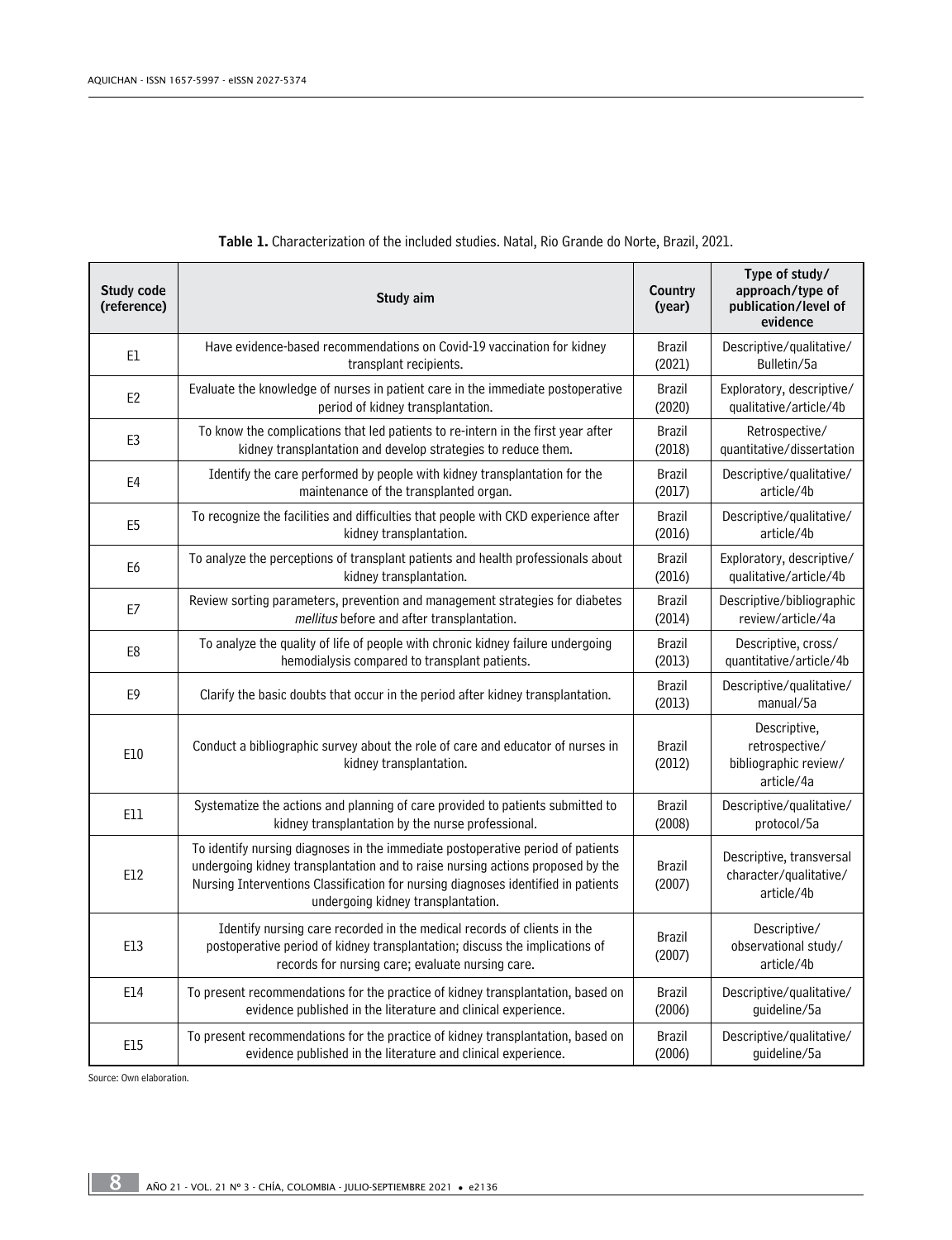**Table 1.** Characterization of the included studies. Natal, Rio Grande do Norte, Brazil, 2021.

| Study code (reference) | Study aim | Country (year) | Type of study/ approach/type of publication/level of evidence |
|---|---|---|---|
| E1 | Have evidence-based recommendations on Covid-19 vaccination for kidney transplant recipients. | Brazil (2021) | Descriptive/qualitative/ Bulletin/5a |
| E2 | Evaluate the knowledge of nurses in patient care in the immediate postoperative period of kidney transplantation. | Brazil (2020) | Exploratory, descriptive/ qualitative/article/4b |
| E3 | To know the complications that led patients to re-intern in the first year after kidney transplantation and develop strategies to reduce them. | Brazil (2018) | Retrospective/ quantitative/dissertation |
| E4 | Identify the care performed by people with kidney transplantation for the maintenance of the transplanted organ. | Brazil (2017) | Descriptive/qualitative/ article/4b |
| E5 | To recognize the facilities and difficulties that people with CKD experience after kidney transplantation. | Brazil (2016) | Descriptive/qualitative/ article/4b |
| E6 | To analyze the perceptions of transplant patients and health professionals about kidney transplantation. | Brazil (2016) | Exploratory, descriptive/ qualitative/article/4b |
| E7 | Review sorting parameters, prevention and management strategies for diabetes *mellitus* before and after transplantation. | Brazil (2014) | Descriptive/bibliographic review/article/4a |
| E8 | To analyze the quality of life of people with chronic kidney failure undergoing hemodialysis compared to transplant patients. | Brazil (2013) | Descriptive, cross/ quantitative/article/4b |
| E9 | Clarify the basic doubts that occur in the period after kidney transplantation. | Brazil (2013) | Descriptive/qualitative/ manual/5a |
| E10 | Conduct a bibliographic survey about the role of care and educator of nurses in kidney transplantation. | Brazil (2012) | Descriptive, retrospective/ bibliographic review/ article/4a |
| E11 | Systematize the actions and planning of care provided to patients submitted to kidney transplantation by the nurse professional. | Brazil (2008) | Descriptive/qualitative/ protocol/5a |
| E12 | To identify nursing diagnoses in the immediate postoperative period of patients undergoing kidney transplantation and to raise nursing actions proposed by the Nursing Interventions Classification for nursing diagnoses identified in patients undergoing kidney transplantation. | Brazil (2007) | Descriptive, transversal character/qualitative/ article/4b |
| E13 | Identify nursing care recorded in the medical records of clients in the postoperative period of kidney transplantation; discuss the implications of records for nursing care; evaluate nursing care. | Brazil (2007) | Descriptive/ observational study/ article/4b |
| E14 | To present recommendations for the practice of kidney transplantation, based on evidence published in the literature and clinical experience. | Brazil (2006) | Descriptive/qualitative/ guideline/5a |
| E15 | To present recommendations for the practice of kidney transplantation, based on evidence published in the literature and clinical experience. | Brazil (2006) | Descriptive/qualitative/ guideline/5a |

Source: Own elaboration.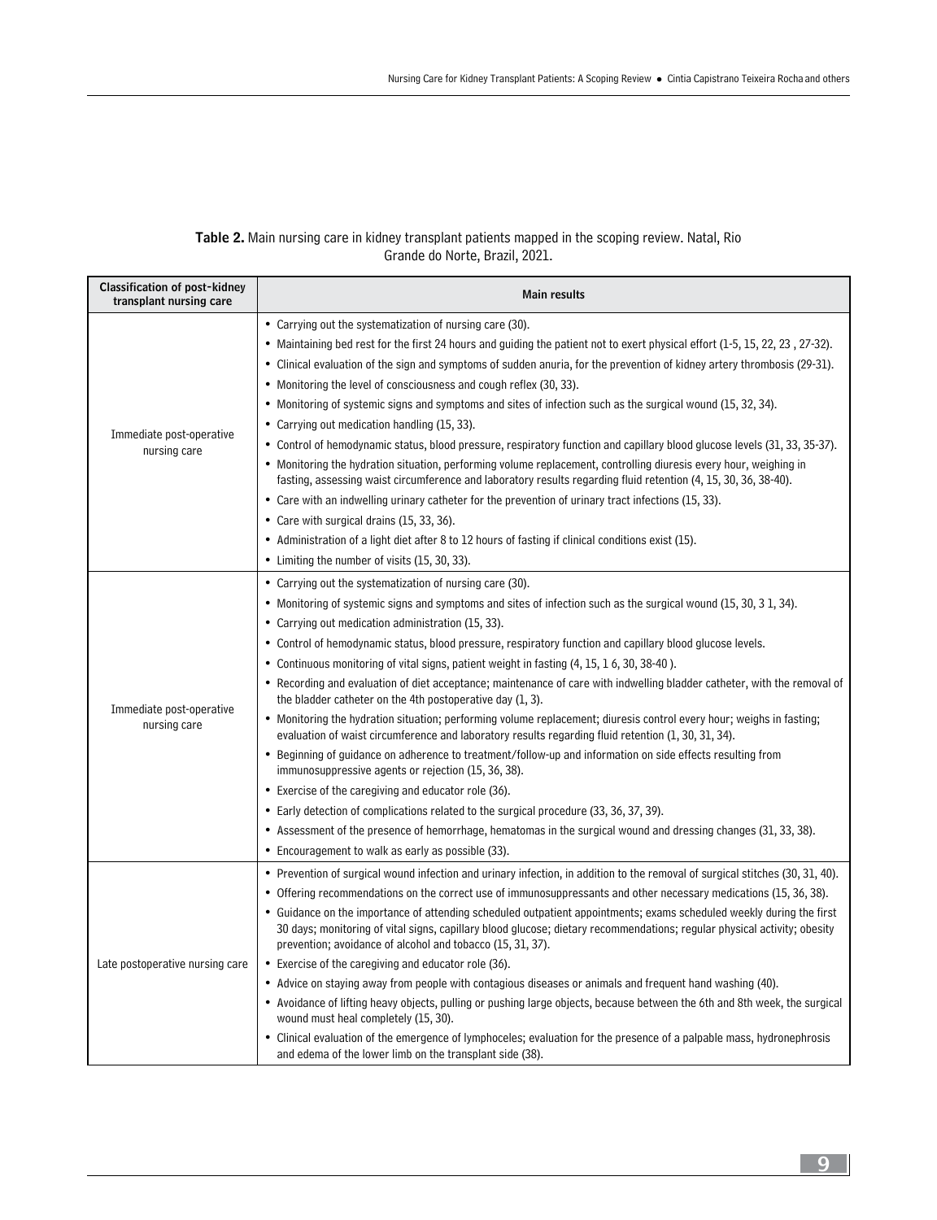**Table 2.** Main nursing care in kidney transplant patients mapped in the scoping review. Natal, Rio Grande do Norte, Brazil, 2021.

| Classification of post-kidney transplant nursing care | Main results |
|---|---|
| Immediate post-operative nursing care | • Carrying out the systematization of nursing care (30).<br>• Maintaining bed rest for the first 24 hours and guiding the patient not to exert physical effort (1-5, 15, 22, 23 , 27-32).<br>• Clinical evaluation of the sign and symptoms of sudden anuria, for the prevention of kidney artery thrombosis (29-31).<br>• Monitoring the level of consciousness and cough reflex (30, 33).<br>• Monitoring of systemic signs and symptoms and sites of infection such as the surgical wound (15, 32, 34).<br>• Carrying out medication handling (15, 33).<br>• Control of hemodynamic status, blood pressure, respiratory function and capillary blood glucose levels (31, 33, 35-37).<br>• Monitoring the hydration situation, performing volume replacement, controlling diuresis every hour, weighing in fasting, assessing waist circumference and laboratory results regarding fluid retention (4, 15, 30, 36, 38-40).<br>• Care with an indwelling urinary catheter for the prevention of urinary tract infections (15, 33).<br>• Care with surgical drains (15, 33, 36).<br>• Administration of a light diet after 8 to 12 hours of fasting if clinical conditions exist (15).<br>• Limiting the number of visits (15, 30, 33). |
| Immediate post-operative nursing care | • Carrying out the systematization of nursing care (30).<br>• Monitoring of systemic signs and symptoms and sites of infection such as the surgical wound (15, 30, 3 1, 34).<br>• Carrying out medication administration (15, 33).<br>• Control of hemodynamic status, blood pressure, respiratory function and capillary blood glucose levels.<br>• Continuous monitoring of vital signs, patient weight in fasting (4, 15, 1 6, 30, 38-40 ).<br>• Recording and evaluation of diet acceptance; maintenance of care with indwelling bladder catheter, with the removal of the bladder catheter on the 4th postoperative day (1, 3).<br>• Monitoring the hydration situation; performing volume replacement; diuresis control every hour; weighs in fasting; evaluation of waist circumference and laboratory results regarding fluid retention (1, 30, 31, 34).<br>• Beginning of guidance on adherence to treatment/follow-up and information on side effects resulting from immunosuppressive agents or rejection (15, 36, 38).<br>• Exercise of the caregiving and educator role (36).<br>• Early detection of complications related to the surgical procedure (33, 36, 37, 39).<br>• Assessment of the presence of hemorrhage, hematomas in the surgical wound and dressing changes (31, 33, 38).<br>• Encouragement to walk as early as possible (33). |
| Late postoperative nursing care | • Prevention of surgical wound infection and urinary infection, in addition to the removal of surgical stitches (30, 31, 40).<br>• Offering recommendations on the correct use of immunosuppressants and other necessary medications (15, 36, 38).<br>• Guidance on the importance of attending scheduled outpatient appointments; exams scheduled weekly during the first 30 days; monitoring of vital signs, capillary blood glucose; dietary recommendations; regular physical activity; obesity prevention; avoidance of alcohol and tobacco (15, 31, 37).<br>• Exercise of the caregiving and educator role (36).<br>• Advice on staying away from people with contagious diseases or animals and frequent hand washing (40).<br>• Avoidance of lifting heavy objects, pulling or pushing large objects, because between the 6th and 8th week, the surgical wound must heal completely (15, 30).<br>• Clinical evaluation of the emergence of lymphoceles; evaluation for the presence of a palpable mass, hydronephrosis and edema of the lower limb on the transplant side (38). |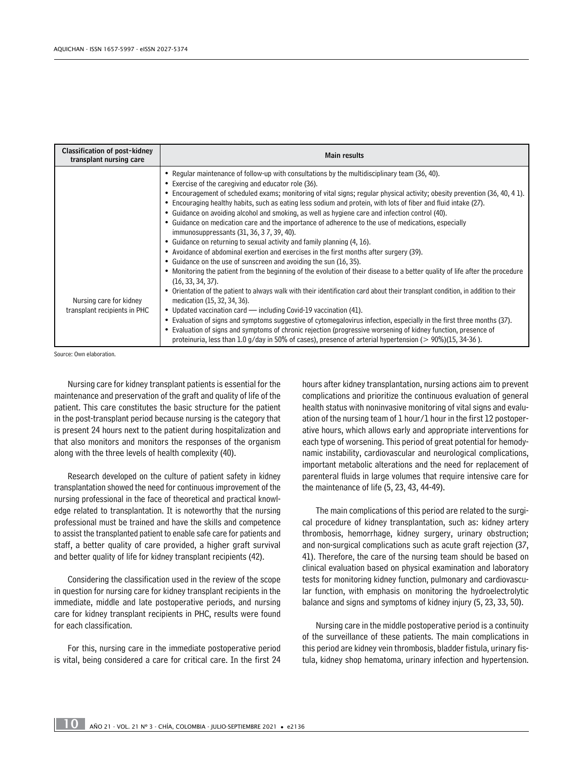| Classification of post-kidney transplant nursing care | Main results |
|---|---|
| Nursing care for kidney transplant recipients in PHC | • Regular maintenance of follow-up with consultations by the multidisciplinary team (36, 40).<br>• Exercise of the caregiving and educator role (36).<br>• Encouragement of scheduled exams; monitoring of vital signs; regular physical activity; obesity prevention (36, 40, 4 1).<br>• Encouraging healthy habits, such as eating less sodium and protein, with lots of fiber and fluid intake (27).<br>• Guidance on avoiding alcohol and smoking, as well as hygiene care and infection control (40).<br>• Guidance on medication care and the importance of adherence to the use of medications, especially immunosuppressants (31, 36, 3 7, 39, 40).<br>• Guidance on returning to sexual activity and family planning (4, 16).<br>• Avoidance of abdominal exertion and exercises in the first months after surgery (39).<br>• Guidance on the use of sunscreen and avoiding the sun (16, 35).<br>• Monitoring the patient from the beginning of the evolution of their disease to a better quality of life after the procedure (16, 33, 34, 37).<br>• Orientation of the patient to always walk with their identification card about their transplant condition, in addition to their medication (15, 32, 34, 36).<br>• Updated vaccination card — including Covid-19 vaccination (41).<br>• Evaluation of signs and symptoms suggestive of cytomegalovirus infection, especially in the first three months (37).<br>• Evaluation of signs and symptoms of chronic rejection (progressive worsening of kidney function, presence of proteinuria, less than 1.0 g/day in 50% of cases), presence of arterial hypertension (> 90%)(15, 34-36 ). |

Source: Own elaboration.

Nursing care for kidney transplant patients is essential for the maintenance and preservation of the graft and quality of life of the patient. This care constitutes the basic structure for the patient in the post-transplant period because nursing is the category that is present 24 hours next to the patient during hospitalization and that also monitors and monitors the responses of the organism along with the three levels of health complexity (40).

Research developed on the culture of patient safety in kidney transplantation showed the need for continuous improvement of the nursing professional in the face of theoretical and practical knowledge related to transplantation. It is noteworthy that the nursing professional must be trained and have the skills and competence to assist the transplanted patient to enable safe care for patients and staff, a better quality of care provided, a higher graft survival and better quality of life for kidney transplant recipients (42).

Considering the classification used in the review of the scope in question for nursing care for kidney transplant recipients in the immediate, middle and late postoperative periods, and nursing care for kidney transplant recipients in PHC, results were found for each classification.

For this, nursing care in the immediate postoperative period is vital, being considered a care for critical care. In the first 24 hours after kidney transplantation, nursing actions aim to prevent complications and prioritize the continuous evaluation of general health status with noninvasive monitoring of vital signs and evaluation of the nursing team of 1 hour/1 hour in the first 12 postoperative hours, which allows early and appropriate interventions for each type of worsening. This period of great potential for hemodynamic instability, cardiovascular and neurological complications, important metabolic alterations and the need for replacement of parenteral fluids in large volumes that require intensive care for the maintenance of life (5, 23, 43, 44-49).

The main complications of this period are related to the surgical procedure of kidney transplantation, such as: kidney artery thrombosis, hemorrhage, kidney surgery, urinary obstruction; and non-surgical complications such as acute graft rejection (37, 41). Therefore, the care of the nursing team should be based on clinical evaluation based on physical examination and laboratory tests for monitoring kidney function, pulmonary and cardiovascular function, with emphasis on monitoring the hydroelectrolytic balance and signs and symptoms of kidney injury (5, 23, 33, 50).

Nursing care in the middle postoperative period is a continuity of the surveillance of these patients. The main complications in this period are kidney vein thrombosis, bladder fistula, urinary fistula, kidney shop hematoma, urinary infection and hypertension.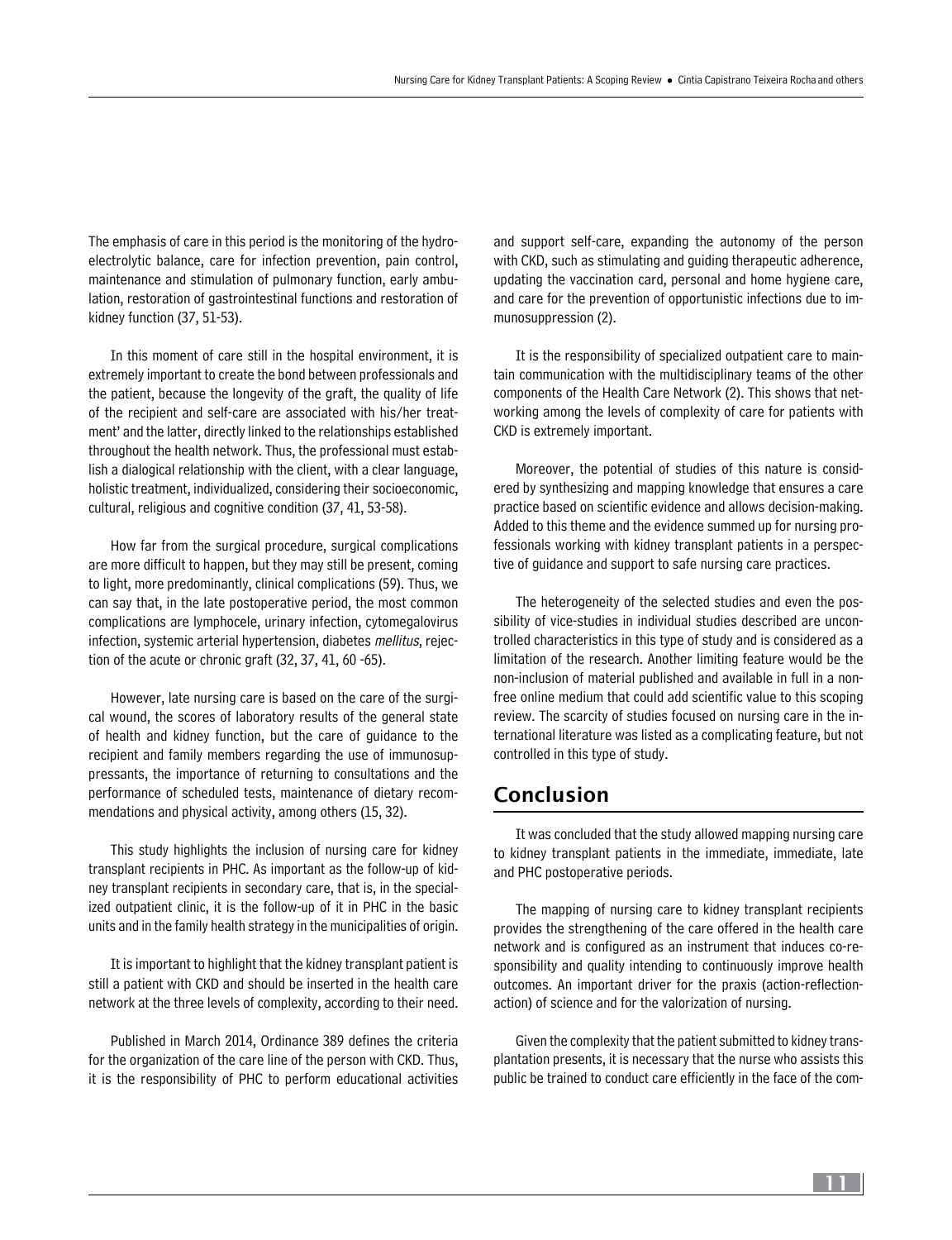The emphasis of care in this period is the monitoring of the hydroelectrolytic balance, care for infection prevention, pain control, maintenance and stimulation of pulmonary function, early ambulation, restoration of gastrointestinal functions and restoration of kidney function (37, 51-53).

In this moment of care still in the hospital environment, it is extremely important to create the bond between professionals and the patient, because the longevity of the graft, the quality of life of the recipient and self-care are associated with his/her treatment' and the latter, directly linked to the relationships established throughout the health network. Thus, the professional must establish a dialogical relationship with the client, with a clear language, holistic treatment, individualized, considering their socioeconomic, cultural, religious and cognitive condition (37, 41, 53-58).

How far from the surgical procedure, surgical complications are more difficult to happen, but they may still be present, coming to light, more predominantly, clinical complications (59). Thus, we can say that, in the late postoperative period, the most common complications are lymphocele, urinary infection, cytomegalovirus infection, systemic arterial hypertension, diabetes *mellitus*, rejection of the acute or chronic graft (32, 37, 41, 60 -65).

However, late nursing care is based on the care of the surgical wound, the scores of laboratory results of the general state of health and kidney function, but the care of guidance to the recipient and family members regarding the use of immunosuppressants, the importance of returning to consultations and the performance of scheduled tests, maintenance of dietary recommendations and physical activity, among others (15, 32).

This study highlights the inclusion of nursing care for kidney transplant recipients in PHC. As important as the follow-up of kidney transplant recipients in secondary care, that is, in the specialized outpatient clinic, it is the follow-up of it in PHC in the basic units and in the family health strategy in the municipalities of origin.

It is important to highlight that the kidney transplant patient is still a patient with CKD and should be inserted in the health care network at the three levels of complexity, according to their need.

Published in March 2014, Ordinance 389 defines the criteria for the organization of the care line of the person with CKD. Thus, it is the responsibility of PHC to perform educational activities and support self-care, expanding the autonomy of the person with CKD, such as stimulating and guiding therapeutic adherence, updating the vaccination card, personal and home hygiene care, and care for the prevention of opportunistic infections due to immunosuppression (2).

It is the responsibility of specialized outpatient care to maintain communication with the multidisciplinary teams of the other components of the Health Care Network (2). This shows that networking among the levels of complexity of care for patients with CKD is extremely important.

Moreover, the potential of studies of this nature is considered by synthesizing and mapping knowledge that ensures a care practice based on scientific evidence and allows decision-making. Added to this theme and the evidence summed up for nursing professionals working with kidney transplant patients in a perspective of guidance and support to safe nursing care practices.

The heterogeneity of the selected studies and even the possibility of vice-studies in individual studies described are uncontrolled characteristics in this type of study and is considered as a limitation of the research. Another limiting feature would be the non-inclusion of material published and available in full in a non-free online medium that could add scientific value to this scoping review. The scarcity of studies focused on nursing care in the international literature was listed as a complicating feature, but not controlled in this type of study.

## Conclusion

It was concluded that the study allowed mapping nursing care to kidney transplant patients in the immediate, immediate, late and PHC postoperative periods.

The mapping of nursing care to kidney transplant recipients provides the strengthening of the care offered in the health care network and is configured as an instrument that induces co-responsibility and quality intending to continuously improve health outcomes. An important driver for the praxis (action-reflection-action) of science and for the valorization of nursing.

Given the complexity that the patient submitted to kidney transplantation presents, it is necessary that the nurse who assists this public be trained to conduct care efficiently in the face of the com-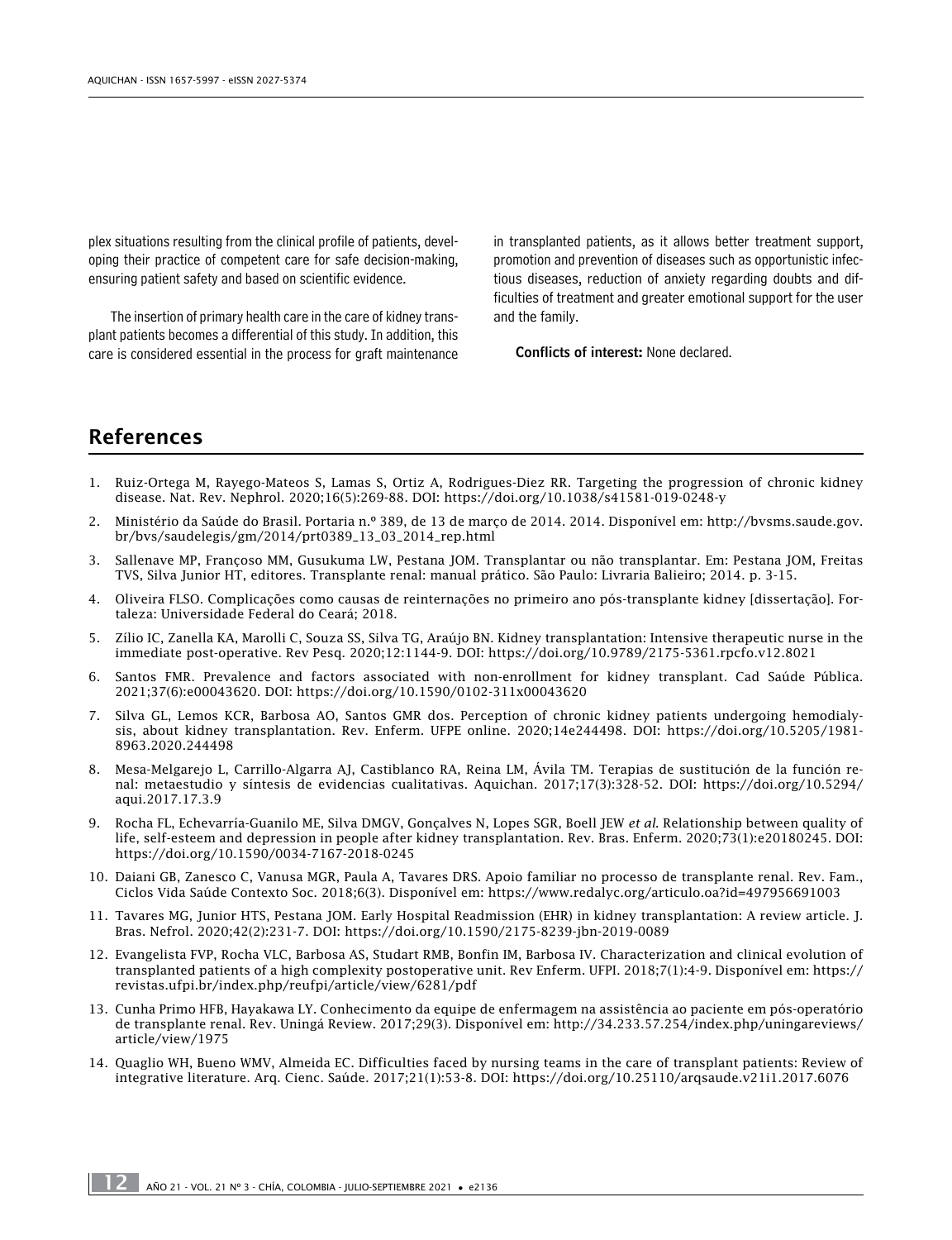plex situations resulting from the clinical profile of patients, developing their practice of competent care for safe decision-making, ensuring patient safety and based on scientific evidence.

The insertion of primary health care in the care of kidney transplant patients becomes a differential of this study. In addition, this care is considered essential in the process for graft maintenance in transplanted patients, as it allows better treatment support, promotion and prevention of diseases such as opportunistic infectious diseases, reduction of anxiety regarding doubts and difficulties of treatment and greater emotional support for the user and the family.

**Conflicts of interest:** None declared.

## References

1. Ruiz-Ortega M, Rayego-Mateos S, Lamas S, Ortiz A, Rodrigues-Diez RR. Targeting the progression of chronic kidney disease. Nat. Rev. Nephrol. 2020;16(5):269-88. DOI: https://doi.org/10.1038/s41581-019-0248-y
2. Ministério da Saúde do Brasil. Portaria n.º 389, de 13 de março de 2014. 2014. Disponível em: http://bvsms.saude.gov.br/bvs/saudelegis/gm/2014/prt0389_13_03_2014_rep.html
3. Sallenave MP, Françoso MM, Gusukuma LW, Pestana JOM. Transplantar ou não transplantar. Em: Pestana JOM, Freitas TVS, Silva Junior HT, editores. Transplante renal: manual prático. São Paulo: Livraria Balieiro; 2014. p. 3-15.
4. Oliveira FLSO. Complicações como causas de reinternações no primeiro ano pós-transplante kidney [dissertação]. Fortaleza: Universidade Federal do Ceará; 2018.
5. Zílio IC, Zanella KA, Marolli C, Souza SS, Silva TG, Araújo BN. Kidney transplantation: Intensive therapeutic nurse in the immediate post-operative. Rev Pesq. 2020;12:1144-9. DOI: https://doi.org/10.9789/2175-5361.rpcfo.v12.8021
6. Santos FMR. Prevalence and factors associated with non-enrollment for kidney transplant. Cad Saúde Pública. 2021;37(6):e00043620. DOI: https://doi.org/10.1590/0102-311x00043620
7. Silva GL, Lemos KCR, Barbosa AO, Santos GMR dos. Perception of chronic kidney patients undergoing hemodialysis, about kidney transplantation. Rev. Enferm. UFPE online. 2020;14e244498. DOI: https://doi.org/10.5205/1981-8963.2020.244498
8. Mesa-Melgarejo L, Carrillo-Algarra AJ, Castiblanco RA, Reina LM, Ávila TM. Terapias de sustitución de la función renal: metaestudio y síntesis de evidencias cualitativas. Aquichan. 2017;17(3):328-52. DOI: https://doi.org/10.5294/aqui.2017.17.3.9
9. Rocha FL, Echevarría-Guanilo ME, Silva DMGV, Gonçalves N, Lopes SGR, Boell JEW *et al*. Relationship between quality of life, self-esteem and depression in people after kidney transplantation. Rev. Bras. Enferm. 2020;73(1):e20180245. DOI: https://doi.org/10.1590/0034-7167-2018-0245
10. Daiani GB, Zanesco C, Vanusa MGR, Paula A, Tavares DRS. Apoio familiar no processo de transplante renal. Rev. Fam., Ciclos Vida Saúde Contexto Soc. 2018;6(3). Disponível em: https://www.redalyc.org/articulo.oa?id=497956691003
11. Tavares MG, Junior HTS, Pestana JOM. Early Hospital Readmission (EHR) in kidney transplantation: A review article. J. Bras. Nefrol. 2020;42(2):231-7. DOI: https://doi.org/10.1590/2175-8239-jbn-2019-0089
12. Evangelista FVP, Rocha VLC, Barbosa AS, Studart RMB, Bonfin IM, Barbosa IV. Characterization and clinical evolution of transplanted patients of a high complexity postoperative unit. Rev Enferm. UFPI. 2018;7(1):4-9. Disponível em: https://revistas.ufpi.br/index.php/reufpi/article/view/6281/pdf
13. Cunha Primo HFB, Hayakawa LY. Conhecimento da equipe de enfermagem na assistência ao paciente em pós-operatório de transplante renal. Rev. Uningá Review. 2017;29(3). Disponível em: http://34.233.57.254/index.php/uningareviews/article/view/1975
14. Quaglio WH, Bueno WMV, Almeida EC. Difficulties faced by nursing teams in the care of transplant patients: Review of integrative literature. Arq. Cienc. Saúde. 2017;21(1):53-8. DOI: https://doi.org/10.25110/arqsaude.v21i1.2017.6076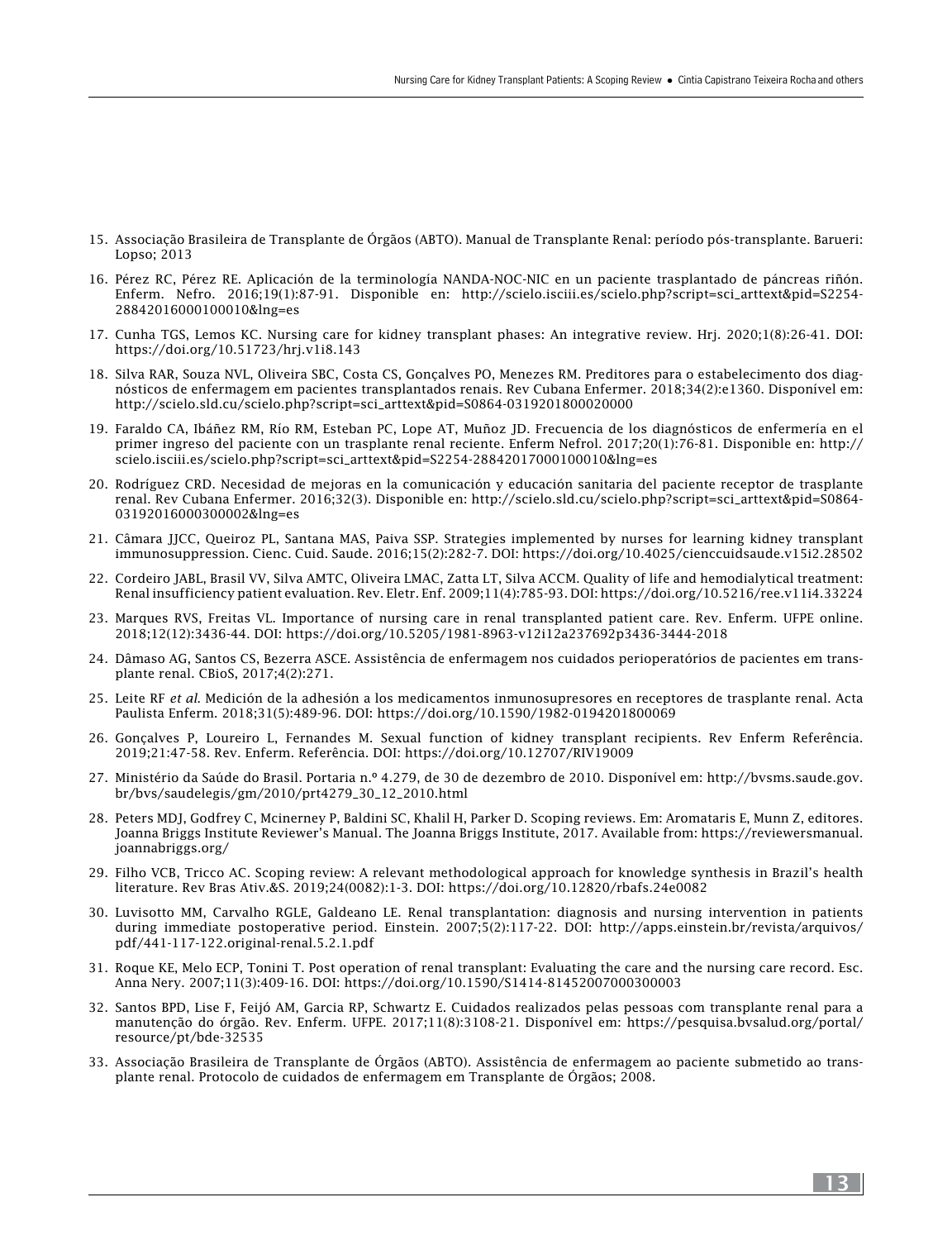15. Associação Brasileira de Transplante de Órgãos (ABTO). Manual de Transplante Renal: período pós-transplante. Barueri: Lopso; 2013

16. Pérez RC, Pérez RE. Aplicación de la terminología NANDA-NOC-NIC en un paciente trasplantado de páncreas riñón. Enferm. Nefro. 2016;19(1):87-91. Disponible en: http://scielo.isciii.es/scielo.php?script=sci_arttext&pid=S2254-28842016000100010&lng=es

17. Cunha TGS, Lemos KC. Nursing care for kidney transplant phases: An integrative review. Hrj. 2020;1(8):26-41. DOI: https://doi.org/10.51723/hrj.v1i8.143

18. Silva RAR, Souza NVL, Oliveira SBC, Costa CS, Gonçalves PO, Menezes RM. Preditores para o estabelecimento dos diagnósticos de enfermagem em pacientes transplantados renais. Rev Cubana Enfermer. 2018;34(2):e1360. Disponível em: http://scielo.sld.cu/scielo.php?script=sci_arttext&pid=S0864-03192018000200000

19. Faraldo CA, Ibáñez RM, Río RM, Esteban PC, Lope AT, Muñoz JD. Frecuencia de los diagnósticos de enfermería en el primer ingreso del paciente con un trasplante renal reciente. Enferm Nefrol. 2017;20(1):76-81. Disponible en: http://scielo.isciii.es/scielo.php?script=sci_arttext&pid=S2254-28842017000100010&lng=es

20. Rodríguez CRD. Necesidad de mejoras en la comunicación y educación sanitaria del paciente receptor de trasplante renal. Rev Cubana Enfermer. 2016;32(3). Disponible en: http://scielo.sld.cu/scielo.php?script=sci_arttext&pid=S0864-03192016000300002&lng=es

21. Câmara JJCC, Queiroz PL, Santana MAS, Paiva SSP. Strategies implemented by nurses for learning kidney transplant immunosuppression. Cienc. Cuid. Saude. 2016;15(2):282-7. DOI: https://doi.org/10.4025/cienccuidsaude.v15i2.28502

22. Cordeiro JABL, Brasil VV, Silva AMTC, Oliveira LMAC, Zatta LT, Silva ACCM. Quality of life and hemodialytical treatment: Renal insufficiency patient evaluation. Rev. Eletr. Enf. 2009;11(4):785-93. DOI: https://doi.org/10.5216/ree.v11i4.33224

23. Marques RVS, Freitas VL. Importance of nursing care in renal transplanted patient care. Rev. Enferm. UFPE online. 2018;12(12):3436-44. DOI: https://doi.org/10.5205/1981-8963-v12i12a237692p3436-3444-2018

24. Dâmaso AG, Santos CS, Bezerra ASCE. Assistência de enfermagem nos cuidados perioperatórios de pacientes em transplante renal. CBioS, 2017;4(2):271.

25. Leite RF *et al.* Medición de la adhesión a los medicamentos inmunosupresores en receptores de trasplante renal. Acta Paulista Enferm. 2018;31(5):489-96. DOI: https://doi.org/10.1590/1982-0194201800069

26. Gonçalves P, Loureiro L, Fernandes M. Sexual function of kidney transplant recipients. Rev Enferm Referência. 2019;21:47-58. Rev. Enferm. Referência. DOI: https://doi.org/10.12707/RIV19009

27. Ministério da Saúde do Brasil. Portaria n.º 4.279, de 30 de dezembro de 2010. Disponível em: http://bvsms.saude.gov.br/bvs/saudelegis/gm/2010/prt4279_30_12_2010.html

28. Peters MDJ, Godfrey C, Mcinerney P, Baldini SC, Khalil H, Parker D. Scoping reviews. Em: Aromataris E, Munn Z, editores. Joanna Briggs Institute Reviewer's Manual. The Joanna Briggs Institute, 2017. Available from: https://reviewersmanual.joannabriggs.org/

29. Filho VCB, Tricco AC. Scoping review: A relevant methodological approach for knowledge synthesis in Brazil's health literature. Rev Bras Ativ.&S. 2019;24(0082):1-3. DOI: https://doi.org/10.12820/rbafs.24e0082

30. Luvisotto MM, Carvalho RGLE, Galdeano LE. Renal transplantation: diagnosis and nursing intervention in patients during immediate postoperative period. Einstein. 2007;5(2):117-22. DOI: http://apps.einstein.br/revista/arquivos/pdf/441-117-122.original-renal.5.2.1.pdf

31. Roque KE, Melo ECP, Tonini T. Post operation of renal transplant: Evaluating the care and the nursing care record. Esc. Anna Nery. 2007;11(3):409-16. DOI: https://doi.org/10.1590/S1414-81452007000300003

32. Santos BPD, Lise F, Feijó AM, Garcia RP, Schwartz E. Cuidados realizados pelas pessoas com transplante renal para a manutenção do órgão. Rev. Enferm. UFPE. 2017;11(8):3108-21. Disponível em: https://pesquisa.bvsalud.org/portal/resource/pt/bde-32535

33. Associação Brasileira de Transplante de Órgãos (ABTO). Assistência de enfermagem ao paciente submetido ao transplante renal. Protocolo de cuidados de enfermagem em Transplante de Órgãos; 2008.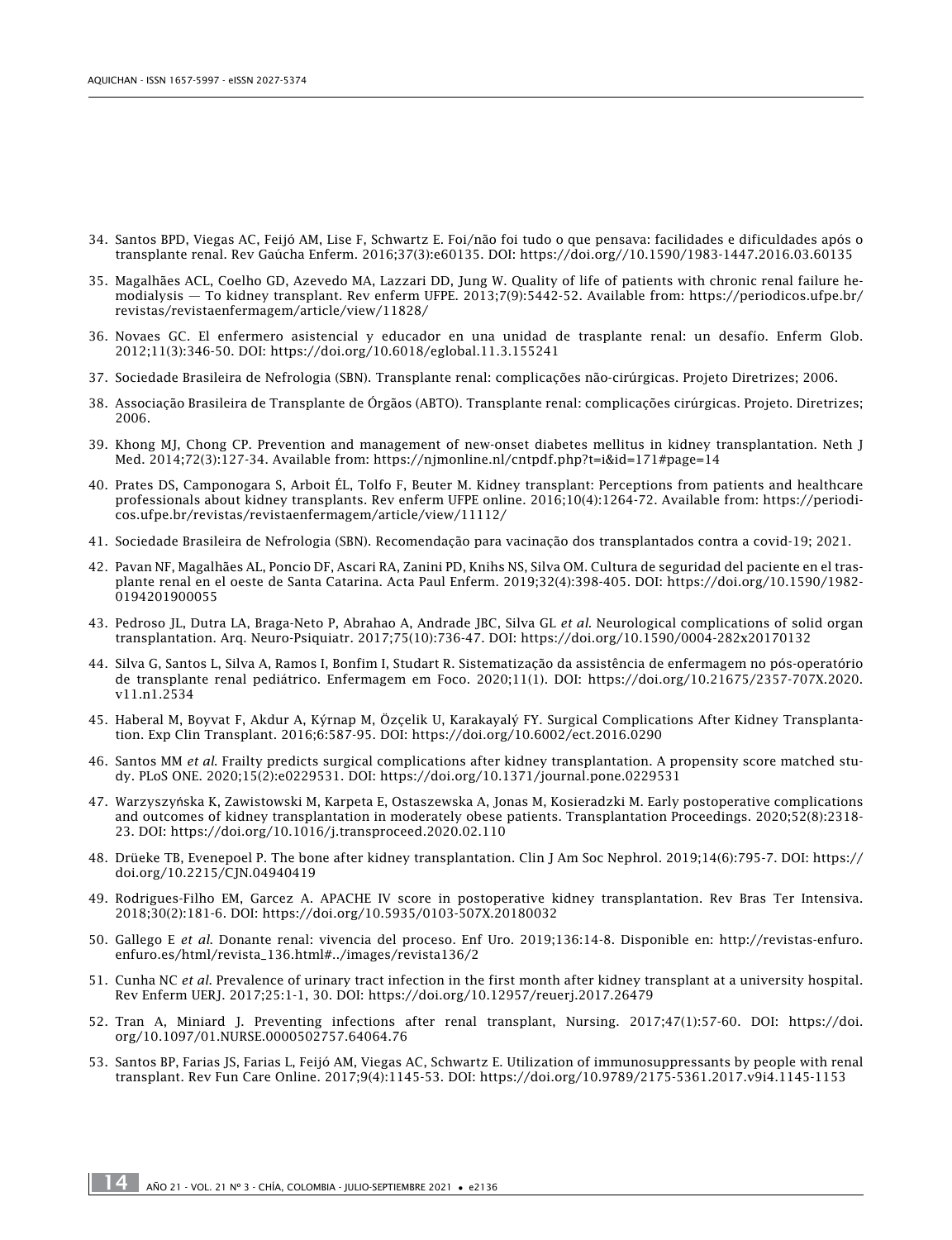34. Santos BPD, Viegas AC, Feijó AM, Lise F, Schwartz E. Foi/não foi tudo o que pensava: facilidades e dificuldades após o transplante renal. Rev Gaúcha Enferm. 2016;37(3):e60135. DOI: https://doi.org//10.1590/1983-1447.2016.03.60135

35. Magalhães ACL, Coelho GD, Azevedo MA, Lazzari DD, Jung W. Quality of life of patients with chronic renal failure hemodialysis — To kidney transplant. Rev enferm UFPE. 2013;7(9):5442-52. Available from: https://periodicos.ufpe.br/revistas/revistaenfermagem/article/view/11828/

36. Novaes GC. El enfermero asistencial y educador en una unidad de trasplante renal: un desafío. Enferm Glob. 2012;11(3):346-50. DOI: https://doi.org/10.6018/eglobal.11.3.155241

37. Sociedade Brasileira de Nefrologia (SBN). Transplante renal: complicações não-cirúrgicas. Projeto Diretrizes; 2006.

38. Associação Brasileira de Transplante de Órgãos (ABTO). Transplante renal: complicações cirúrgicas. Projeto. Diretrizes; 2006.

39. Khong MJ, Chong CP. Prevention and management of new-onset diabetes mellitus in kidney transplantation. Neth J Med. 2014;72(3):127-34. Available from: https://njmonline.nl/cntpdf.php?t=i&id=171#page=14

40. Prates DS, Camponogara S, Arboit ÉL, Tolfo F, Beuter M. Kidney transplant: Perceptions from patients and healthcare professionals about kidney transplants. Rev enferm UFPE online. 2016;10(4):1264-72. Available from: https://periodicos.ufpe.br/revistas/revistaenfermagem/article/view/11112/

41. Sociedade Brasileira de Nefrologia (SBN). Recomendação para vacinação dos transplantados contra a covid-19; 2021.

42. Pavan NF, Magalhães AL, Poncio DF, Ascari RA, Zanini PD, Knihs NS, Silva OM. Cultura de seguridad del paciente en el trasplante renal en el oeste de Santa Catarina. Acta Paul Enferm. 2019;32(4):398-405. DOI: https://doi.org/10.1590/1982-0194201900055

43. Pedroso JL, Dutra LA, Braga-Neto P, Abrahao A, Andrade JBC, Silva GL *et al*. Neurological complications of solid organ transplantation. Arq. Neuro-Psiquiatr. 2017;75(10):736-47. DOI: https://doi.org/10.1590/0004-282x20170132

44. Silva G, Santos L, Silva A, Ramos I, Bonfim I, Studart R. Sistematização da assistência de enfermagem no pós-operatório de transplante renal pediátrico. Enfermagem em Foco. 2020;11(1). DOI: https://doi.org/10.21675/2357-707X.2020.v11.n1.2534

45. Haberal M, Boyvat F, Akdur A, Kýrnap M, Özçelik U, Karakayalý FY. Surgical Complications After Kidney Transplantation. Exp Clin Transplant. 2016;6:587-95. DOI: https://doi.org/10.6002/ect.2016.0290

46. Santos MM *et al*. Frailty predicts surgical complications after kidney transplantation. A propensity score matched study. PLoS ONE. 2020;15(2):e0229531. DOI: https://doi.org/10.1371/journal.pone.0229531

47. Warzyszyńska K, Zawistowski M, Karpeta E, Ostaszewska A, Jonas M, Kosieradzki M. Early postoperative complications and outcomes of kidney transplantation in moderately obese patients. Transplantation Proceedings. 2020;52(8):2318-23. DOI: https://doi.org/10.1016/j.transproceed.2020.02.110

48. Drüeke TB, Evenepoel P. The bone after kidney transplantation. Clin J Am Soc Nephrol. 2019;14(6):795-7. DOI: https://doi.org/10.2215/CJN.04940419

49. Rodrigues-Filho EM, Garcez A. APACHE IV score in postoperative kidney transplantation. Rev Bras Ter Intensiva. 2018;30(2):181-6. DOI: https://doi.org/10.5935/0103-507X.20180032

50. Gallego E *et al*. Donante renal: vivencia del proceso. Enf Uro. 2019;136:14-8. Disponible en: http://revistas-enfuro.enfuro.es/html/revista_136.html#../images/revista136/2

51. Cunha NC *et al*. Prevalence of urinary tract infection in the first month after kidney transplant at a university hospital. Rev Enferm UERJ. 2017;25:1-1, 30. DOI: https://doi.org/10.12957/reuerj.2017.26479

52. Tran A, Miniard J. Preventing infections after renal transplant, Nursing. 2017;47(1):57-60. DOI: https://doi.org/10.1097/01.NURSE.0000502757.64064.76

53. Santos BP, Farias JS, Farias L, Feijó AM, Viegas AC, Schwartz E. Utilization of immunosuppressants by people with renal transplant. Rev Fun Care Online. 2017;9(4):1145-53. DOI: https://doi.org/10.9789/2175-5361.2017.v9i4.1145-1153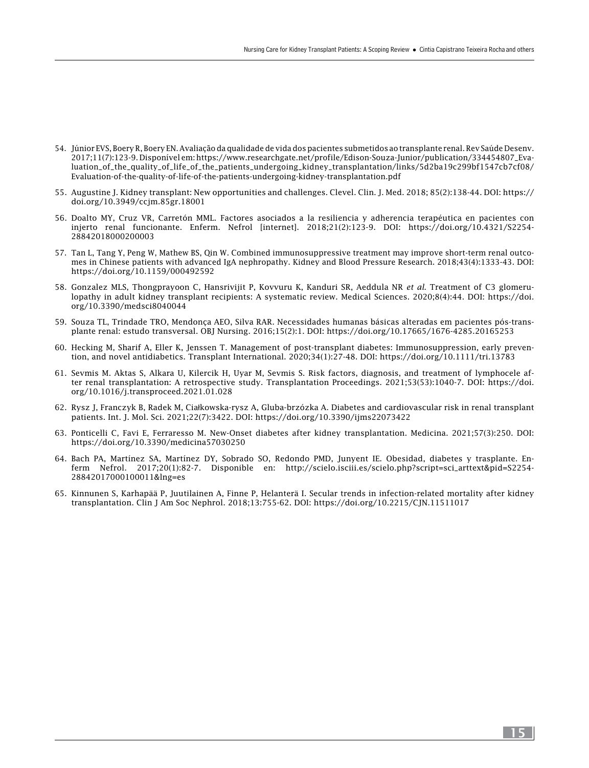54. Júnior EVS, Boery R, Boery EN. Avaliação da qualidade de vida dos pacientes submetidos ao transplante renal. Rev Saúde Desenv. 2017;11(7):123-9. Disponível em: https://www.researchgate.net/profile/Edison-Souza-Junior/publication/334454807_Evaluation_of_the_quality_of_life_of_the_patients_undergoing_kidney_transplantation/links/5d2ba19c299bf1547cb7cf08/Evaluation-of-the-quality-of-life-of-the-patients-undergoing-kidney-transplantation.pdf

55. Augustine J. Kidney transplant: New opportunities and challenges. Clevel. Clin. J. Med. 2018; 85(2):138-44. DOI: https://doi.org/10.3949/ccjm.85gr.18001

56. Doalto MY, Cruz VR, Carretón MML. Factores asociados a la resiliencia y adherencia terapéutica en pacientes con injerto renal funcionante. Enferm. Nefrol [internet]. 2018;21(2):123-9. DOI: https://doi.org/10.4321/S2254-28842018000200003

57. Tan L, Tang Y, Peng W, Mathew BS, Qin W. Combined immunosuppressive treatment may improve short-term renal outcomes in Chinese patients with advanced IgA nephropathy. Kidney and Blood Pressure Research. 2018;43(4):1333-43. DOI: https://doi.org/10.1159/000492592

58. Gonzalez MLS, Thongprayoon C, Hansrivijit P, Kovvuru K, Kanduri SR, Aeddula NR *et al*. Treatment of C3 glomerulopathy in adult kidney transplant recipients: A systematic review. Medical Sciences. 2020;8(4):44. DOI: https://doi.org/10.3390/medsci8040044

59. Souza TL, Trindade TRO, Mendonça AEO, Silva RAR. Necessidades humanas básicas alteradas em pacientes pós-transplante renal: estudo transversal. OBJ Nursing. 2016;15(2):1. DOI: https://doi.org/10.17665/1676-4285.20165253

60. Hecking M, Sharif A, Eller K, Jenssen T. Management of post-transplant diabetes: Immunosuppression, early prevention, and novel antidiabetics. Transplant International. 2020;34(1):27-48. DOI: https://doi.org/10.1111/tri.13783

61. Sevmis M. Aktas S, Alkara U, Kilercik H, Uyar M, Sevmis S. Risk factors, diagnosis, and treatment of lymphocele after renal transplantation: A retrospective study. Transplantation Proceedings. 2021;53(53):1040-7. DOI: https://doi.org/10.1016/j.transproceed.2021.01.028

62. Rysz J, Franczyk B, Radek M, Ciałkowska-rysz A, Gluba-brzózka A. Diabetes and cardiovascular risk in renal transplant patients. Int. J. Mol. Sci. 2021;22(7):3422. DOI: https://doi.org/10.3390/ijms22073422

63. Ponticelli C, Favi E, Ferraresso M. New-Onset diabetes after kidney transplantation. Medicina. 2021;57(3):250. DOI: https://doi.org/10.3390/medicina57030250

64. Bach PA, Martínez SA, Martínez DY, Sobrado SO, Redondo PMD, Junyent IE. Obesidad, diabetes y trasplante. Enferm Nefrol. 2017;20(1):82-7. Disponible en: http://scielo.isciii.es/scielo.php?script=sci_arttext&pid=S2254-28842017000100011&lng=es

65. Kinnunen S, Karhapää P, Juutilainen A, Finne P, Helanterä I. Secular trends in infection-related mortality after kidney transplantation. Clin J Am Soc Nephrol. 2018;13:755-62. DOI: https://doi.org/10.2215/CJN.11511017